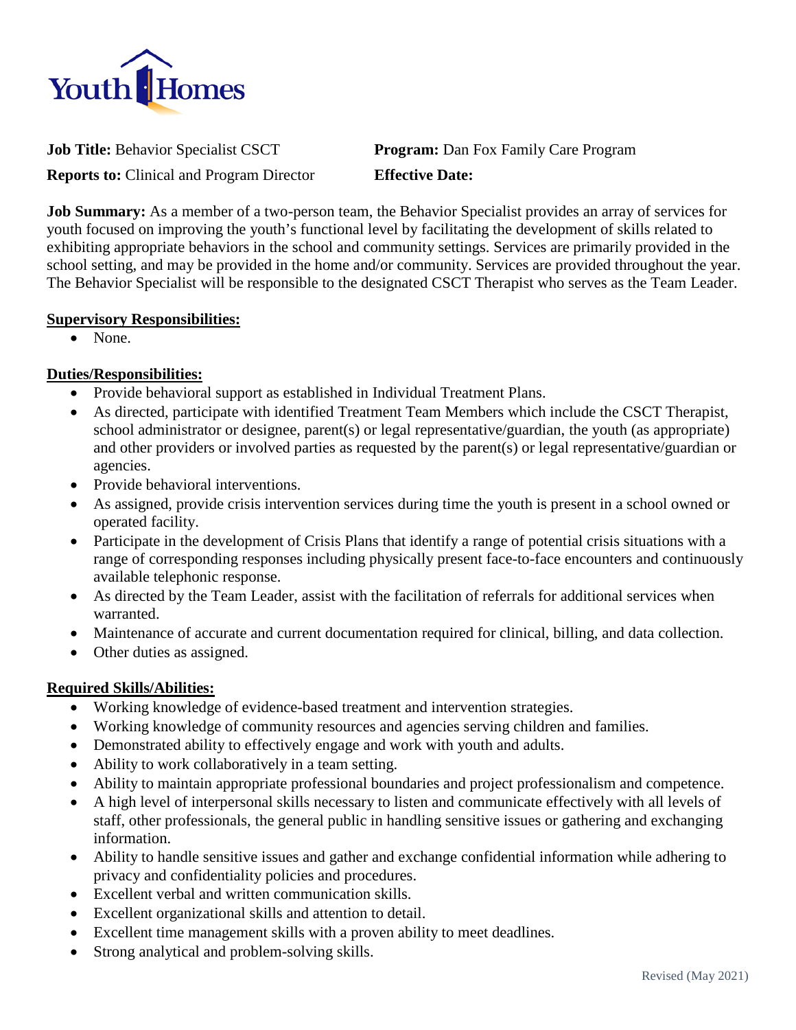Youth Homes

**Job Title:** Behavior Specialist CSCT

**Program:** Dan Fox Family Care Program

**Reports to:** Clinical and Program Director

**Effective Date:**

**Job Summary:** As a member of a two-person team, the Behavior Specialist provides an array of services for youth focused on improving the youth's functional level by facilitating the development of skills related to exhibiting appropriate behaviors in the school and community settings. Services are primarily provided in the school setting, and may be provided in the home and/or community. Services are provided throughout the year. The Behavior Specialist will be responsible to the designated CSCT Therapist who serves as the Team Leader.

**Supervisory Responsibilities:**

- None.

**Duties/Responsibilities:**

- Provide behavioral support as established in Individual Treatment Plans.
- As directed, participate with identified Treatment Team Members which include the CSCT Therapist, school administrator or designee, parent(s) or legal representative/guardian, the youth (as appropriate) and other providers or involved parties as requested by the parent(s) or legal representative/guardian or agencies.
- Provide behavioral interventions.
- As assigned, provide crisis intervention services during time the youth is present in a school owned or operated facility.
- Participate in the development of Crisis Plans that identify a range of potential crisis situations with a range of corresponding responses including physically present face-to-face encounters and continuously available telephonic response.
- As directed by the Team Leader, assist with the facilitation of referrals for additional services when warranted.
- Maintenance of accurate and current documentation required for clinical, billing, and data collection.
- Other duties as assigned.

**Required Skills/Abilities:**

- Working knowledge of evidence-based treatment and intervention strategies.
- Working knowledge of community resources and agencies serving children and families.
- Demonstrated ability to effectively engage and work with youth and adults.
- Ability to work collaboratively in a team setting.
- Ability to maintain appropriate professional boundaries and project professionalism and competence.
- A high level of interpersonal skills necessary to listen and communicate effectively with all levels of staff, other professionals, the general public in handling sensitive issues or gathering and exchanging information.
- Ability to handle sensitive issues and gather and exchange confidential information while adhering to privacy and confidentiality policies and procedures.
- Excellent verbal and written communication skills.
- Excellent organizational skills and attention to detail.
- Excellent time management skills with a proven ability to meet deadlines.
- Strong analytical and problem-solving skills.

Revised (May 2021)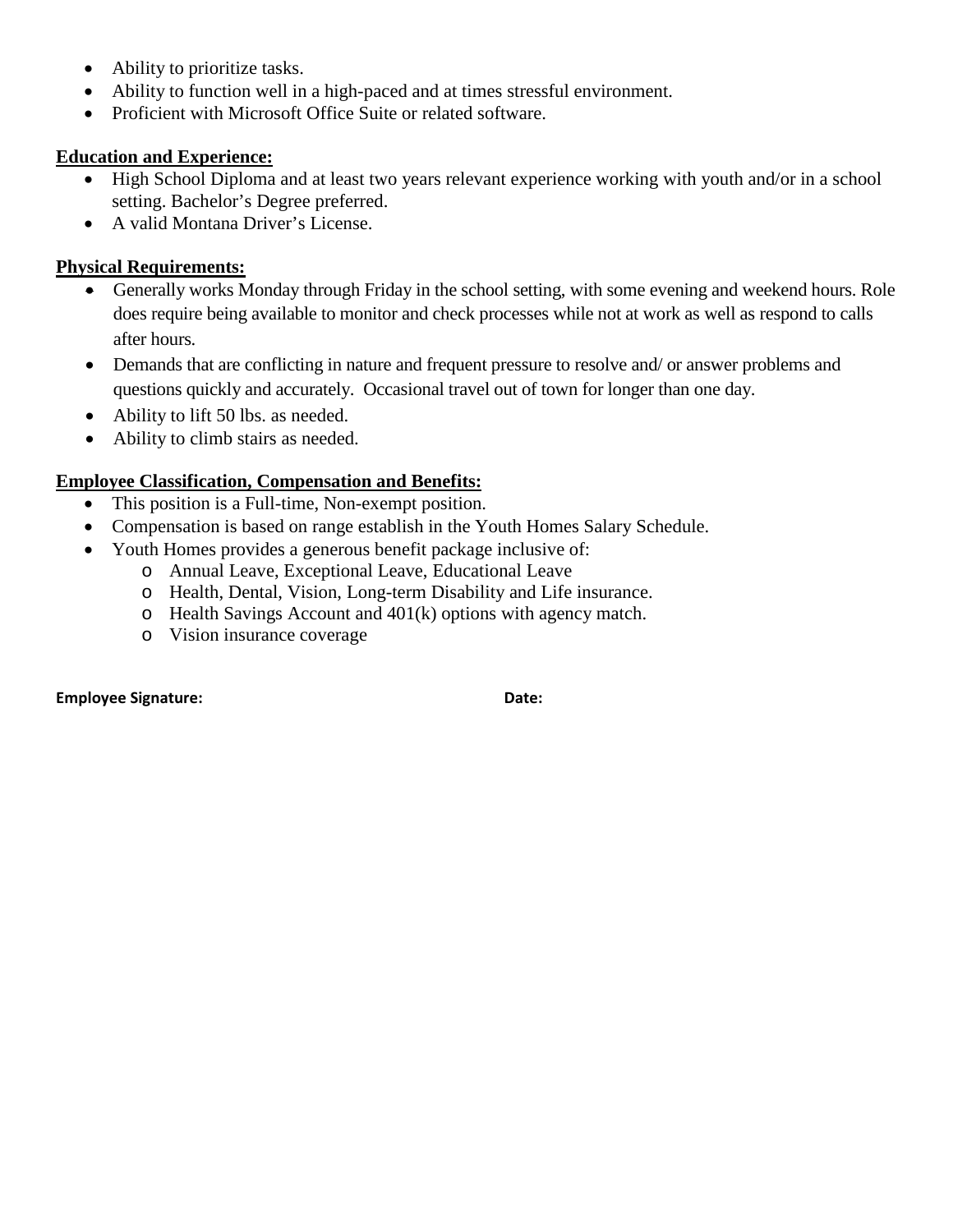- Ability to prioritize tasks.
- Ability to function well in a high-paced and at times stressful environment.
- Proficient with Microsoft Office Suite or related software.

**Education and Experience:**

- High School Diploma and at least two years relevant experience working with youth and/or in a school setting. Bachelor's Degree preferred.
- A valid Montana Driver's License.

**Physical Requirements:**

- Generally works Monday through Friday in the school setting, with some evening and weekend hours. Role does require being available to monitor and check processes while not at work as well as respond to calls after hours.
- Demands that are conflicting in nature and frequent pressure to resolve and/ or answer problems and questions quickly and accurately. Occasional travel out of town for longer than one day.
- Ability to lift 50 lbs. as needed.
- Ability to climb stairs as needed.

**Employee Classification, Compensation and Benefits:**

- This position is a Full-time, Non-exempt position.
- Compensation is based on range establish in the Youth Homes Salary Schedule.
- Youth Homes provides a generous benefit package inclusive of:
  - Annual Leave, Exceptional Leave, Educational Leave
  - Health, Dental, Vision, Long-term Disability and Life insurance.
  - Health Savings Account and 401(k) options with agency match.
  - Vision insurance coverage

**Employee Signature:** **Date:**